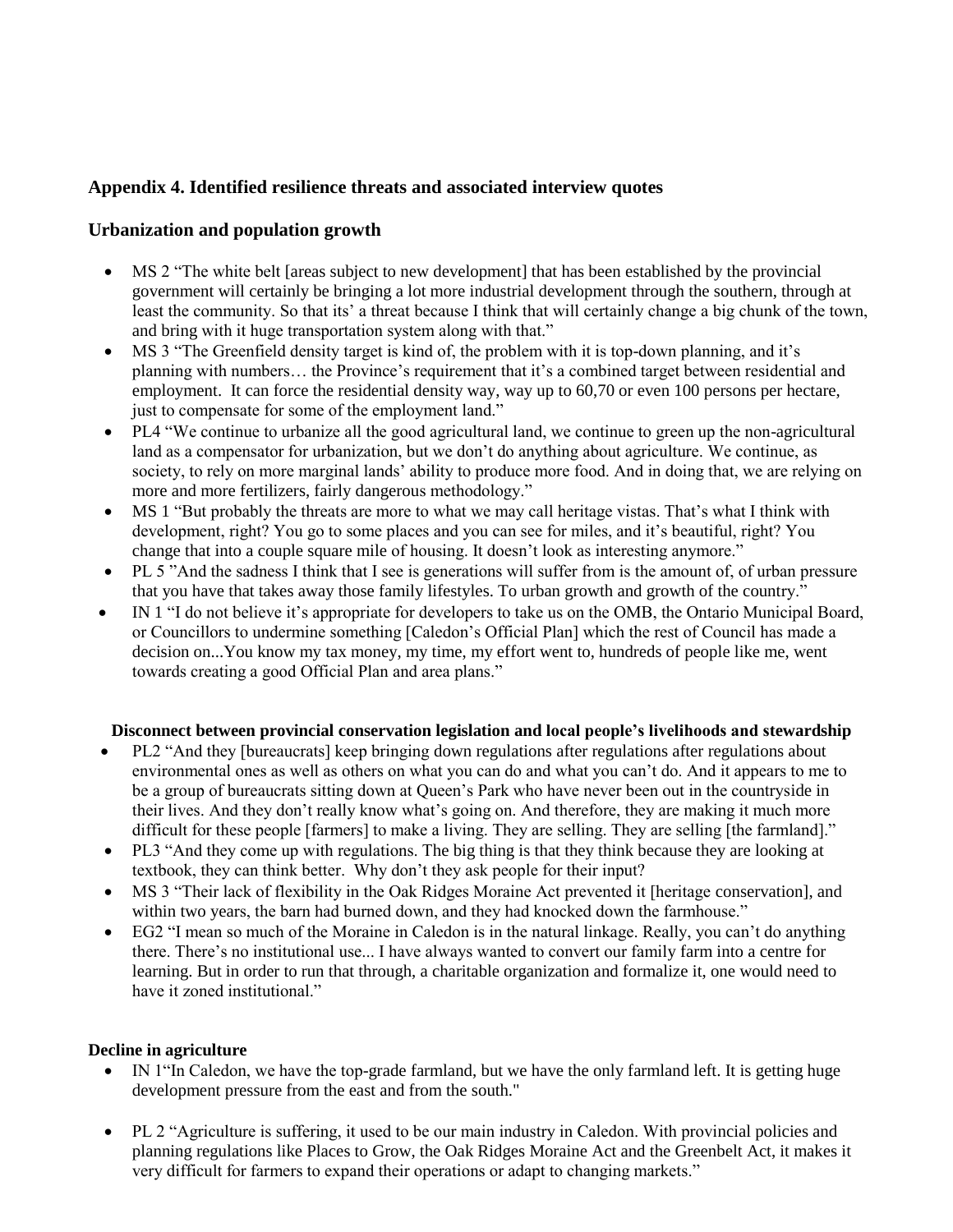## Appendix 4. Identified resilience threats and associated interview quotes

### Urbanization and population growth

- MS 2 "The white belt [areas subject to new development] that has been established by the provincial government will certainly be bringing a lot more industrial development through the southern, through at least the community. So that its' a threat because I think that will certainly change a big chunk of the town, and bring with it huge transportation system along with that."
- MS 3 "The Greenfield density target is kind of, the problem with it is top-down planning, and it's planning with numbers… the Province's requirement that it's a combined target between residential and employment. It can force the residential density way, way up to 60,70 or even 100 persons per hectare, just to compensate for some of the employment land."
- PL4 "We continue to urbanize all the good agricultural land, we continue to green up the non-agricultural land as a compensator for urbanization, but we don't do anything about agriculture. We continue, as society, to rely on more marginal lands' ability to produce more food. And in doing that, we are relying on more and more fertilizers, fairly dangerous methodology."
- MS 1 "But probably the threats are more to what we may call heritage vistas. That's what I think with development, right? You go to some places and you can see for miles, and it's beautiful, right? You change that into a couple square mile of housing. It doesn't look as interesting anymore."
- PL 5 "And the sadness I think that I see is generations will suffer from is the amount of, of urban pressure that you have that takes away those family lifestyles. To urban growth and growth of the country."
- IN 1 "I do not believe it's appropriate for developers to take us on the OMB, the Ontario Municipal Board, or Councillors to undermine something [Caledon's Official Plan] which the rest of Council has made a decision on...You know my tax money, my time, my effort went to, hundreds of people like me, went towards creating a good Official Plan and area plans."

#### Disconnect between provincial conservation legislation and local people's livelihoods and stewardship

- PL2 "And they [bureaucrats] keep bringing down regulations after regulations after regulations about environmental ones as well as others on what you can do and what you can't do. And it appears to me to be a group of bureaucrats sitting down at Queen's Park who have never been out in the countryside in their lives. And they don't really know what's going on. And therefore, they are making it much more difficult for these people [farmers] to make a living. They are selling. They are selling [the farmland]."
- PL3 "And they come up with regulations. The big thing is that they think because they are looking at textbook, they can think better. Why don't they ask people for their input?
- MS 3 "Their lack of flexibility in the Oak Ridges Moraine Act prevented it [heritage conservation], and within two years, the barn had burned down, and they had knocked down the farmhouse."
- EG2 "I mean so much of the Moraine in Caledon is in the natural linkage. Really, you can't do anything there. There's no institutional use... I have always wanted to convert our family farm into a centre for learning. But in order to run that through, a charitable organization and formalize it, one would need to have it zoned institutional."

#### Decline in agriculture

- IN 1"In Caledon, we have the top-grade farmland, but we have the only farmland left. It is getting huge development pressure from the east and from the south."
- PL 2 "Agriculture is suffering, it used to be our main industry in Caledon. With provincial policies and planning regulations like Places to Grow, the Oak Ridges Moraine Act and the Greenbelt Act, it makes it very difficult for farmers to expand their operations or adapt to changing markets."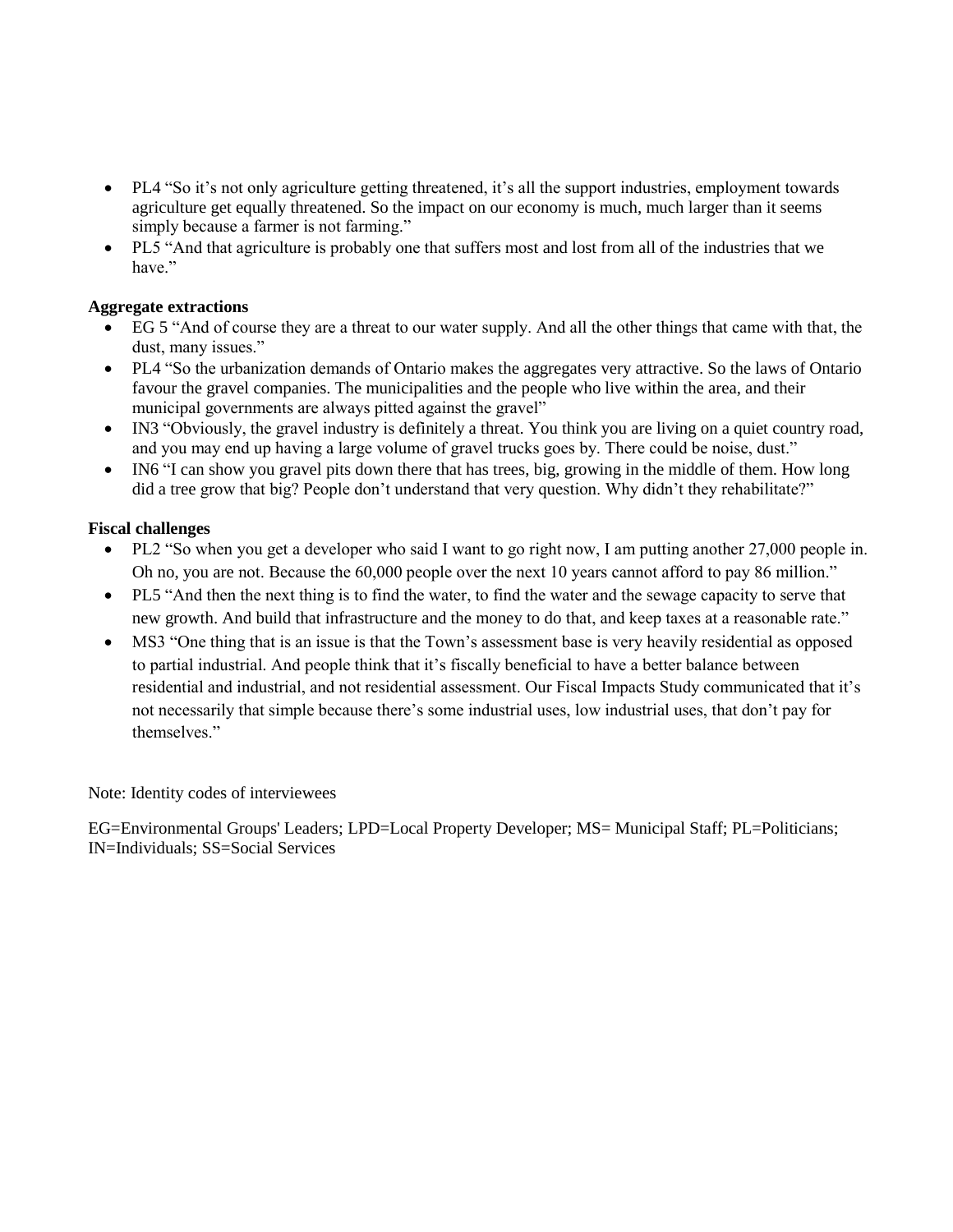- PL4 “So it’s not only agriculture getting threatened, it’s all the support industries, employment towards agriculture get equally threatened. So the impact on our economy is much, much larger than it seems simply because a farmer is not farming.”
- PL5 “And that agriculture is probably one that suffers most and lost from all of the industries that we have.”

**Aggregate extractions**

- EG 5 “And of course they are a threat to our water supply. And all the other things that came with that, the dust, many issues.”
- PL4 “So the urbanization demands of Ontario makes the aggregates very attractive. So the laws of Ontario favour the gravel companies. The municipalities and the people who live within the area, and their municipal governments are always pitted against the gravel”
- IN3 “Obviously, the gravel industry is definitely a threat. You think you are living on a quiet country road, and you may end up having a large volume of gravel trucks goes by. There could be noise, dust.”
- IN6 “I can show you gravel pits down there that has trees, big, growing in the middle of them. How long did a tree grow that big? People don’t understand that very question. Why didn’t they rehabilitate?”

**Fiscal challenges**

- PL2 “So when you get a developer who said I want to go right now, I am putting another 27,000 people in. Oh no, you are not. Because the 60,000 people over the next 10 years cannot afford to pay 86 million.”
- PL5 “And then the next thing is to find the water, to find the water and the sewage capacity to serve that new growth. And build that infrastructure and the money to do that, and keep taxes at a reasonable rate.”
- MS3 “One thing that is an issue is that the Town’s assessment base is very heavily residential as opposed to partial industrial. And people think that it’s fiscally beneficial to have a better balance between residential and industrial, and not residential assessment. Our Fiscal Impacts Study communicated that it’s not necessarily that simple because there’s some industrial uses, low industrial uses, that don’t pay for themselves.”

Note: Identity codes of interviewees

EG=Environmental Groups' Leaders; LPD=Local Property Developer; MS= Municipal Staff; PL=Politicians; IN=Individuals; SS=Social Services